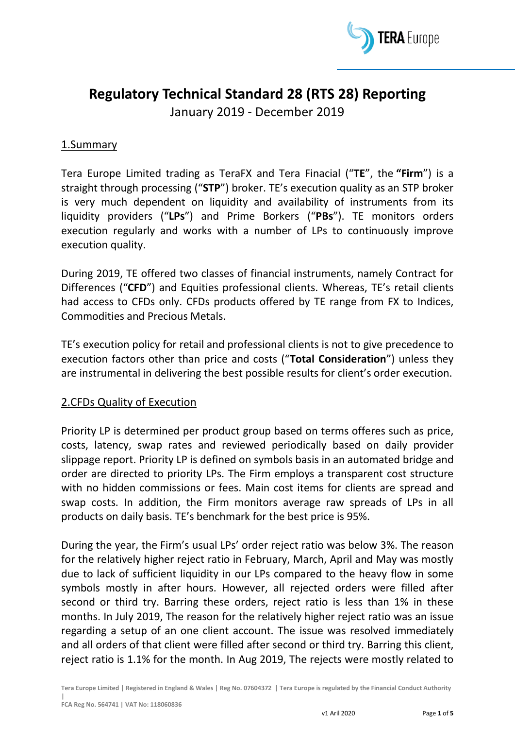# Regulatory Technical Standard 28 (RTS 28) Reporting

January 2019 - December 2019

## 1.Summary

Tera Europe Limited trading as TeraFX and Tera Finacial ("**TE**", the **"Firm**") is a straight through processing ("**STP**") broker. TE's execution quality as an STP broker is very much dependent on liquidity and availability of instruments from its liquidity providers ("**LPs**") and Prime Borkers ("**PBs**"). TE monitors orders execution regularly and works with a number of LPs to continuously improve execution quality.

During 2019, TE offered two classes of financial instruments, namely Contract for Differences ("**CFD**") and Equities professional clients. Whereas, TE's retail clients had access to CFDs only. CFDs products offered by TE range from FX to Indices, Commodities and Precious Metals.

TE's execution policy for retail and professional clients is not to give precedence to execution factors other than price and costs ("**Total Consideration**") unless they are instrumental in delivering the best possible results for client's order execution.

## 2.CFDs Quality of Execution

Priority LP is determined per product group based on terms offeres such as price, costs, latency, swap rates and reviewed periodically based on daily provider slippage report. Priority LP is defined on symbols basis in an automated bridge and order are directed to priority LPs. The Firm employs a transparent cost structure with no hidden commissions or fees. Main cost items for clients are spread and swap costs. In addition, the Firm monitors average raw spreads of LPs in all products on daily basis. TE's benchmark for the best price is 95%.

During the year, the Firm's usual LPs' order reject ratio was below 3%. The reason for the relatively higher reject ratio in February, March, April and May was mostly due to lack of sufficient liquidity in our LPs compared to the heavy flow in some symbols mostly in after hours. However, all rejected orders were filled after second or third try. Barring these orders, reject ratio is less than 1% in these months. In July 2019, The reason for the relatively higher reject ratio was an issue regarding a setup of an one client account. The issue was resolved immediately and all orders of that client were filled after second or third try. Barring this client, reject ratio is 1.1% for the month. In Aug 2019, The rejects were mostly related to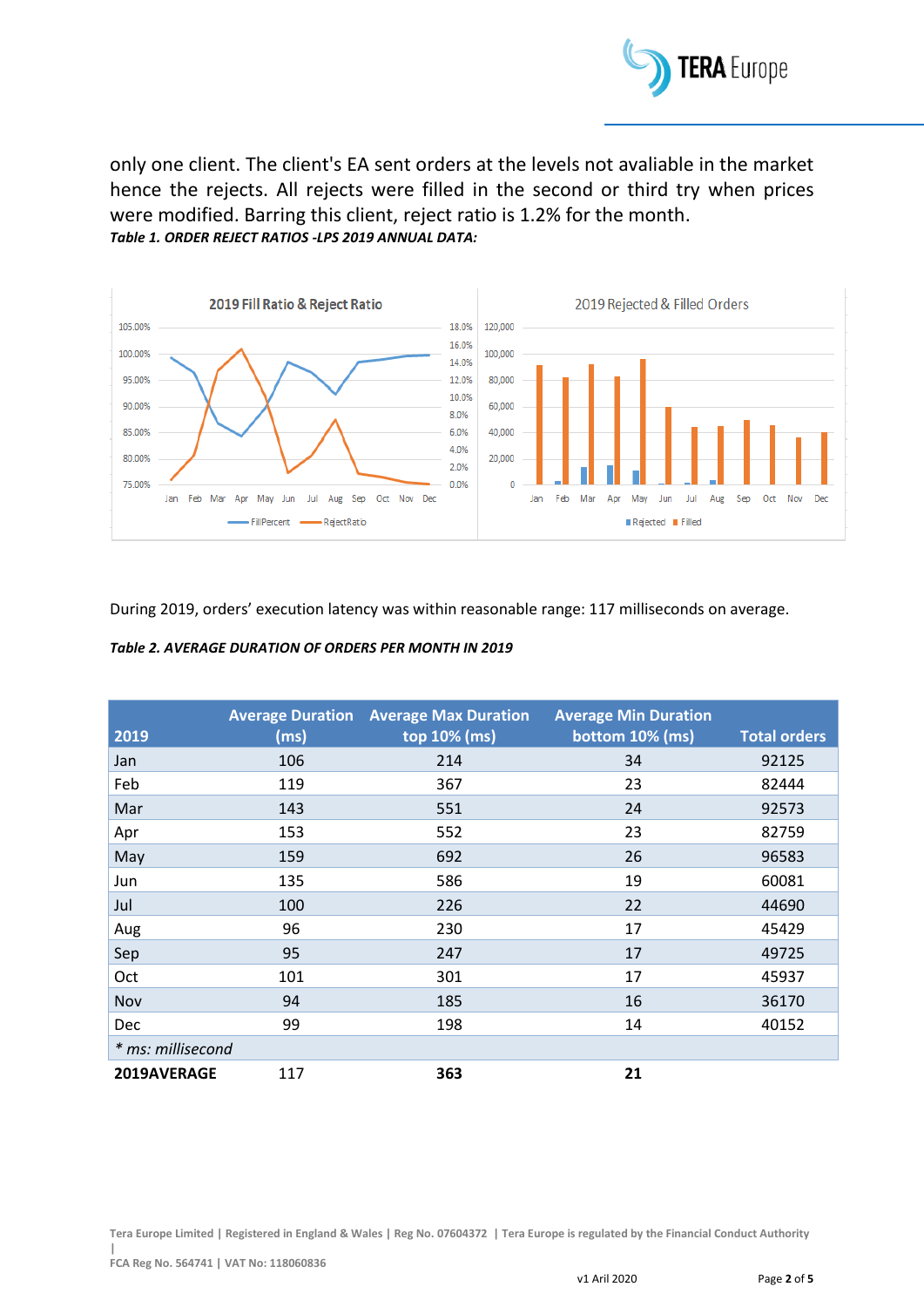only one client. The client's EA sent orders at the levels not avaliable in the market hence the rejects. All rejects were filled in the second or third try when prices were modified. Barring this client, reject ratio is 1.2% for the month.

***Table 1. ORDER REJECT RATIOS -LPS 2019 ANNUAL DATA:***

During 2019, orders' execution latency was within reasonable range: 117 milliseconds on average.

***Table 2. AVERAGE DURATION OF ORDERS PER MONTH IN 2019***

| 2019 | Average Duration (ms) | Average Max Duration top 10% (ms) | Average Min Duration bottom 10% (ms) | Total orders |
|---|---|---|---|---|
| Jan | 106 | 214 | 34 | 92125 |
| Feb | 119 | 367 | 23 | 82444 |
| Mar | 143 | 551 | 24 | 92573 |
| Apr | 153 | 552 | 23 | 82759 |
| May | 159 | 692 | 26 | 96583 |
| Jun | 135 | 586 | 19 | 60081 |
| Jul | 100 | 226 | 22 | 44690 |
| Aug | 96 | 230 | 17 | 45429 |
| Sep | 95 | 247 | 17 | 49725 |
| Oct | 101 | 301 | 17 | 45937 |
| Nov | 94 | 185 | 16 | 36170 |
| Dec | 99 | 198 | 14 | 40152 |
| *\* ms: millisecond* | | | | |
| **2019AVERAGE** | 117 | **363** | **21** | |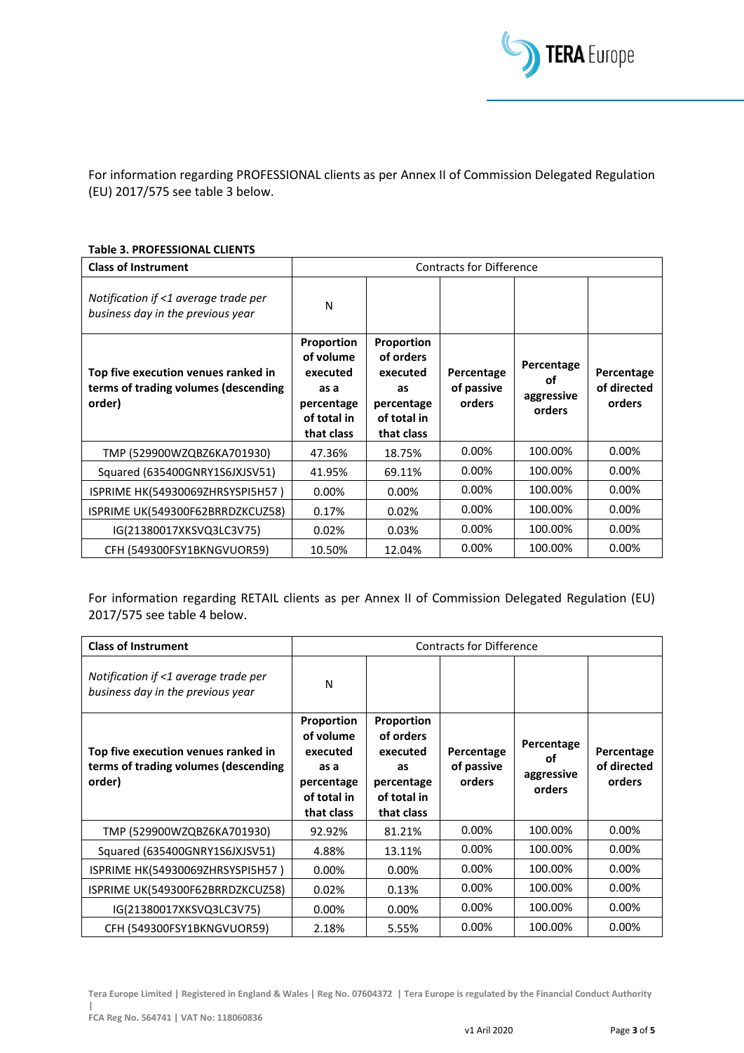For information regarding PROFESSIONAL clients as per Annex II of Commission Delegated Regulation (EU) 2017/575 see table 3 below.

**Table 3. PROFESSIONAL CLIENTS**

| **Class of Instrument** | Contracts for Difference | | | | |
|---|---|---|---|---|---|
| *Notification if <1 average trade per business day in the previous year* | N | | | | |
| **Top five execution venues ranked in terms of trading volumes (descending order)** | **Proportion of volume executed as a percentage of total in that class** | **Proportion of orders executed as percentage of total in that class** | **Percentage of passive orders** | **Percentage of aggressive orders** | **Percentage of directed orders** |
| TMP (529900WZQBZ6KA701930) | 47.36% | 18.75% | 0.00% | 100.00% | 0.00% |
| Squared (635400GNRY1S6JXJSV51) | 41.95% | 69.11% | 0.00% | 100.00% | 0.00% |
| ISPRIME HK(54930069ZHRSYSPI5H57 ) | 0.00% | 0.00% | 0.00% | 100.00% | 0.00% |
| ISPRIME UK(549300F62BRRDZKCUZ58) | 0.17% | 0.02% | 0.00% | 100.00% | 0.00% |
| IG(21380017XKSVQ3LC3V75) | 0.02% | 0.03% | 0.00% | 100.00% | 0.00% |
| CFH (549300FSY1BKNGVUOR59) | 10.50% | 12.04% | 0.00% | 100.00% | 0.00% |

For information regarding RETAIL clients as per Annex II of Commission Delegated Regulation (EU) 2017/575 see table 4 below.

| **Class of Instrument** | Contracts for Difference | | | | |
|---|---|---|---|---|---|
| *Notification if <1 average trade per business day in the previous year* | N | | | | |
| **Top five execution venues ranked in terms of trading volumes (descending order)** | **Proportion of volume executed as a percentage of total in that class** | **Proportion of orders executed as percentage of total in that class** | **Percentage of passive orders** | **Percentage of aggressive orders** | **Percentage of directed orders** |
| TMP (529900WZQBZ6KA701930) | 92.92% | 81.21% | 0.00% | 100.00% | 0.00% |
| Squared (635400GNRY1S6JXJSV51) | 4.88% | 13.11% | 0.00% | 100.00% | 0.00% |
| ISPRIME HK(54930069ZHRSYSPI5H57 ) | 0.00% | 0.00% | 0.00% | 100.00% | 0.00% |
| ISPRIME UK(549300F62BRRDZKCUZ58) | 0.02% | 0.13% | 0.00% | 100.00% | 0.00% |
| IG(21380017XKSVQ3LC3V75) | 0.00% | 0.00% | 0.00% | 100.00% | 0.00% |
| CFH (549300FSY1BKNGVUOR59) | 2.18% | 5.55% | 0.00% | 100.00% | 0.00% |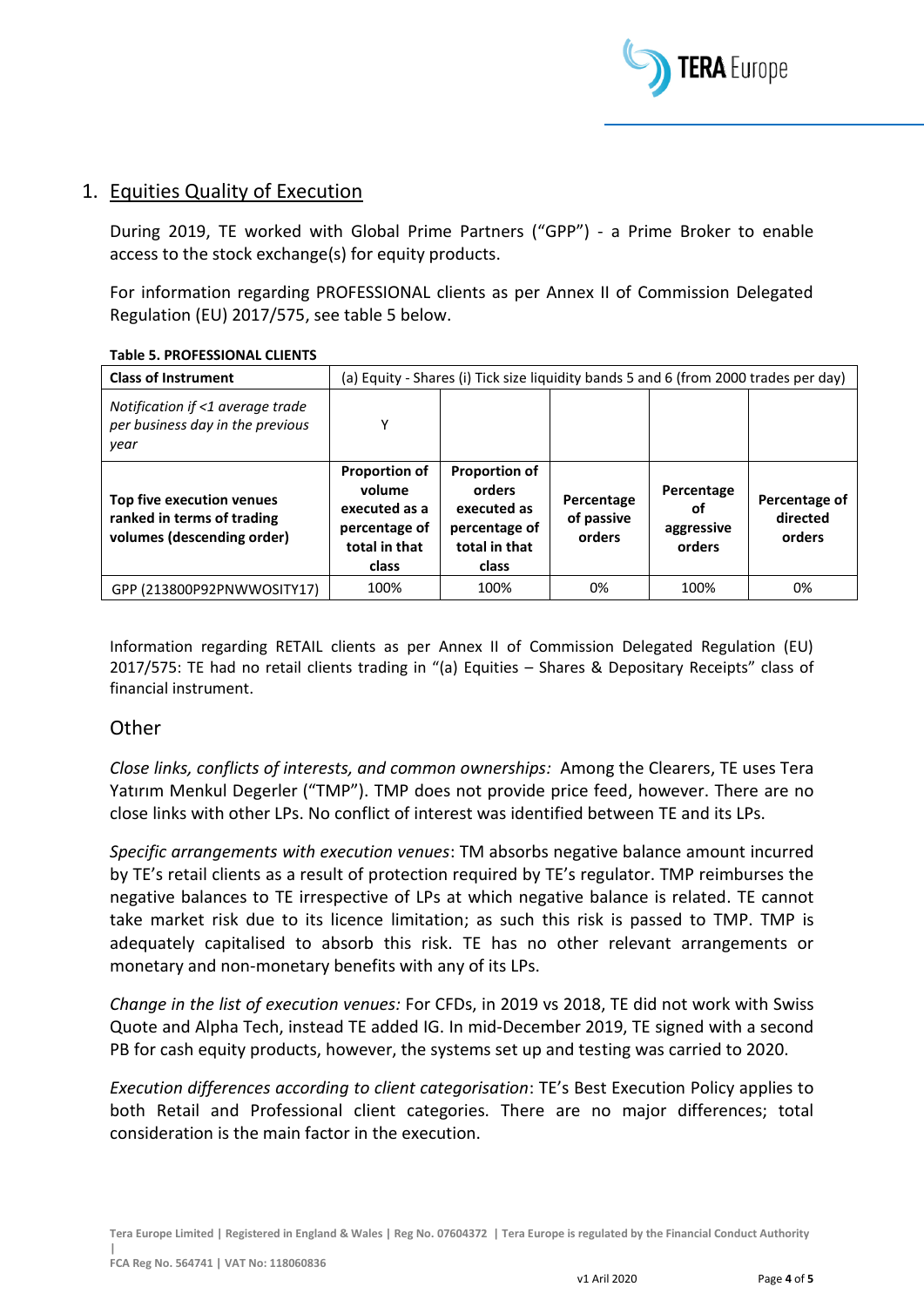## 1. Equities Quality of Execution

During 2019, TE worked with Global Prime Partners ("GPP") - a Prime Broker to enable access to the stock exchange(s) for equity products.

For information regarding PROFESSIONAL clients as per Annex II of Commission Delegated Regulation (EU) 2017/575, see table 5 below.

**Table 5. PROFESSIONAL CLIENTS**

| **Class of Instrument** | (a) Equity - Shares (i) Tick size liquidity bands 5 and 6 (from 2000 trades per day) | | | | |
|---|---|---|---|---|---|
| *Notification if <1 average trade per business day in the previous year* | Y | | | | |
| **Top five execution venues ranked in terms of trading volumes (descending order)** | **Proportion of volume executed as a percentage of total in that class** | **Proportion of orders executed as percentage of total in that class** | **Percentage of passive orders** | **Percentage of aggressive orders** | **Percentage of directed orders** |
| GPP (213800P92PNWWOSITY17) | 100% | 100% | 0% | 100% | 0% |

Information regarding RETAIL clients as per Annex II of Commission Delegated Regulation (EU) 2017/575: TE had no retail clients trading in "(a) Equities – Shares & Depositary Receipts" class of financial instrument.

### Other

*Close links, conflicts of interests, and common ownerships:* Among the Clearers, TE uses Tera Yatırım Menkul Degerler ("TMP"). TMP does not provide price feed, however. There are no close links with other LPs. No conflict of interest was identified between TE and its LPs.

*Specific arrangements with execution venues*: TM absorbs negative balance amount incurred by TE's retail clients as a result of protection required by TE's regulator. TMP reimburses the negative balances to TE irrespective of LPs at which negative balance is related. TE cannot take market risk due to its licence limitation; as such this risk is passed to TMP. TMP is adequately capitalised to absorb this risk. TE has no other relevant arrangements or monetary and non-monetary benefits with any of its LPs.

*Change in the list of execution venues:* For CFDs, in 2019 vs 2018, TE did not work with Swiss Quote and Alpha Tech, instead TE added IG. In mid-December 2019, TE signed with a second PB for cash equity products, however, the systems set up and testing was carried to 2020.

*Execution differences according to client categorisation*: TE's Best Execution Policy applies to both Retail and Professional client categories. There are no major differences; total consideration is the main factor in the execution.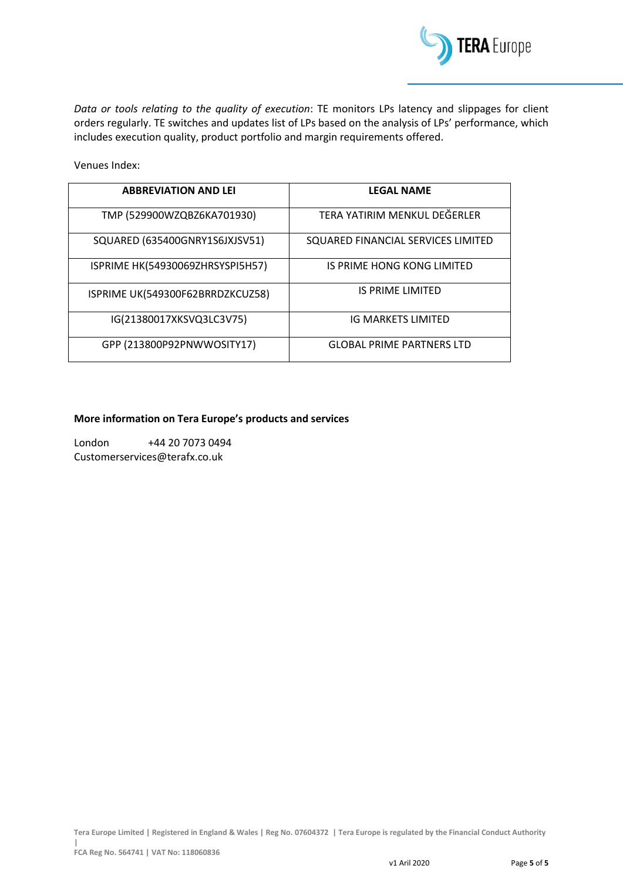*Data or tools relating to the quality of execution*: TE monitors LPs latency and slippages for client orders regularly. TE switches and updates list of LPs based on the analysis of LPs' performance, which includes execution quality, product portfolio and margin requirements offered.

Venues Index:

| ABBREVIATION AND LEI | LEGAL NAME |
|---|---|
| TMP (529900WZQBZ6KA701930) | TERA YATIRIM MENKUL DEĞERLER |
| SQUARED (635400GNRY1S6JXJSV51) | SQUARED FINANCIAL SERVICES LIMITED |
| ISPRIME HK(54930069ZHRSYSPI5H57) | IS PRIME HONG KONG LIMITED |
| ISPRIME UK(549300F62BRRDZKCUZ58) | IS PRIME LIMITED |
| IG(21380017XKSVQ3LC3V75) | IG MARKETS LIMITED |
| GPP (213800P92PNWWOSITY17) | GLOBAL PRIME PARTNERS LTD |

**More information on Tera Europe's products and services**

London +44 20 7073 0494
Customerservices@terafx.co.uk